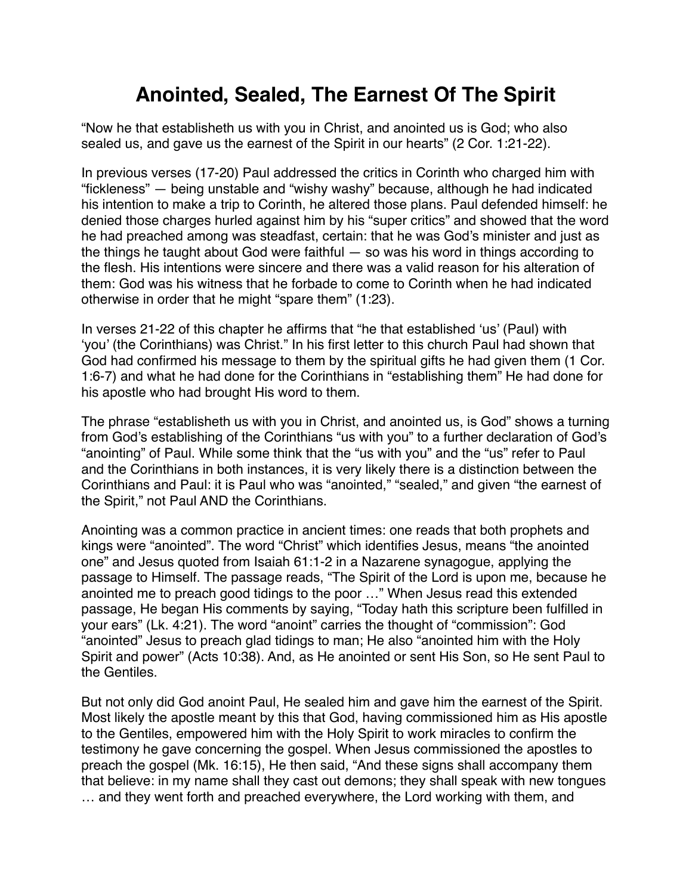# Anointed, Sealed, The Earnest Of The Spirit

"Now he that establisheth us with you in Christ, and anointed us is God; who also sealed us, and gave us the earnest of the Spirit in our hearts" (2 Cor. 1:21-22).

In previous verses (17-20) Paul addressed the critics in Corinth who charged him with "fickleness" — being unstable and "wishy washy" because, although he had indicated his intention to make a trip to Corinth, he altered those plans. Paul defended himself: he denied those charges hurled against him by his "super critics" and showed that the word he had preached among was steadfast, certain: that he was God's minister and just as the things he taught about God were faithful — so was his word in things according to the flesh. His intentions were sincere and there was a valid reason for his alteration of them: God was his witness that he forbade to come to Corinth when he had indicated otherwise in order that he might "spare them" (1:23).

In verses 21-22 of this chapter he affirms that "he that established 'us' (Paul) with 'you' (the Corinthians) was Christ." In his first letter to this church Paul had shown that God had confirmed his message to them by the spiritual gifts he had given them (1 Cor. 1:6-7) and what he had done for the Corinthians in "establishing them" He had done for his apostle who had brought His word to them.

The phrase "establisheth us with you in Christ, and anointed us, is God" shows a turning from God's establishing of the Corinthians "us with you" to a further declaration of God's "anointing" of Paul. While some think that the "us with you" and the "us" refer to Paul and the Corinthians in both instances, it is very likely there is a distinction between the Corinthians and Paul: it is Paul who was "anointed," "sealed," and given "the earnest of the Spirit," not Paul AND the Corinthians.

Anointing was a common practice in ancient times: one reads that both prophets and kings were "anointed". The word "Christ" which identifies Jesus, means "the anointed one" and Jesus quoted from Isaiah 61:1-2 in a Nazarene synagogue, applying the passage to Himself. The passage reads, "The Spirit of the Lord is upon me, because he anointed me to preach good tidings to the poor …" When Jesus read this extended passage, He began His comments by saying, "Today hath this scripture been fulfilled in your ears" (Lk. 4:21). The word "anoint" carries the thought of "commission": God "anointed" Jesus to preach glad tidings to man; He also "anointed him with the Holy Spirit and power" (Acts 10:38). And, as He anointed or sent His Son, so He sent Paul to the Gentiles.

But not only did God anoint Paul, He sealed him and gave him the earnest of the Spirit. Most likely the apostle meant by this that God, having commissioned him as His apostle to the Gentiles, empowered him with the Holy Spirit to work miracles to confirm the testimony he gave concerning the gospel. When Jesus commissioned the apostles to preach the gospel (Mk. 16:15), He then said, "And these signs shall accompany them that believe: in my name shall they cast out demons; they shall speak with new tongues … and they went forth and preached everywhere, the Lord working with them, and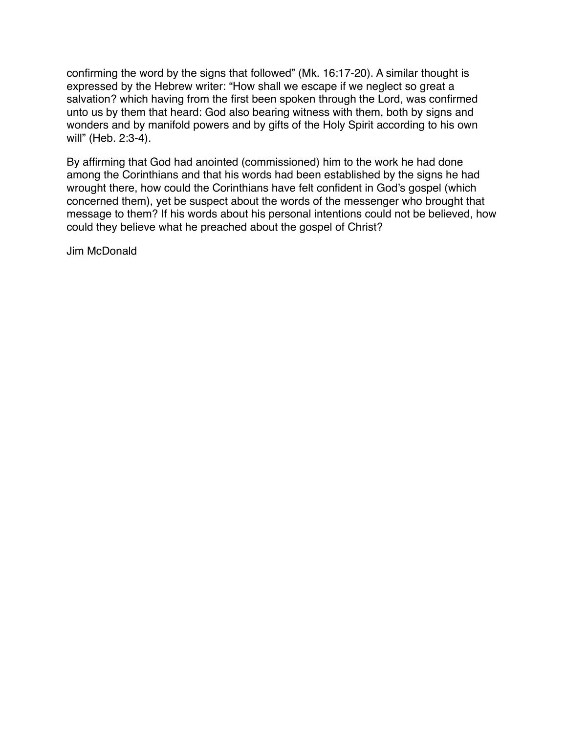confirming the word by the signs that followed" (Mk. 16:17-20). A similar thought is expressed by the Hebrew writer: "How shall we escape if we neglect so great a salvation? which having from the first been spoken through the Lord, was confirmed unto us by them that heard: God also bearing witness with them, both by signs and wonders and by manifold powers and by gifts of the Holy Spirit according to his own will" (Heb. 2:3-4).

By affirming that God had anointed (commissioned) him to the work he had done among the Corinthians and that his words had been established by the signs he had wrought there, how could the Corinthians have felt confident in God's gospel (which concerned them), yet be suspect about the words of the messenger who brought that message to them? If his words about his personal intentions could not be believed, how could they believe what he preached about the gospel of Christ?

Jim McDonald